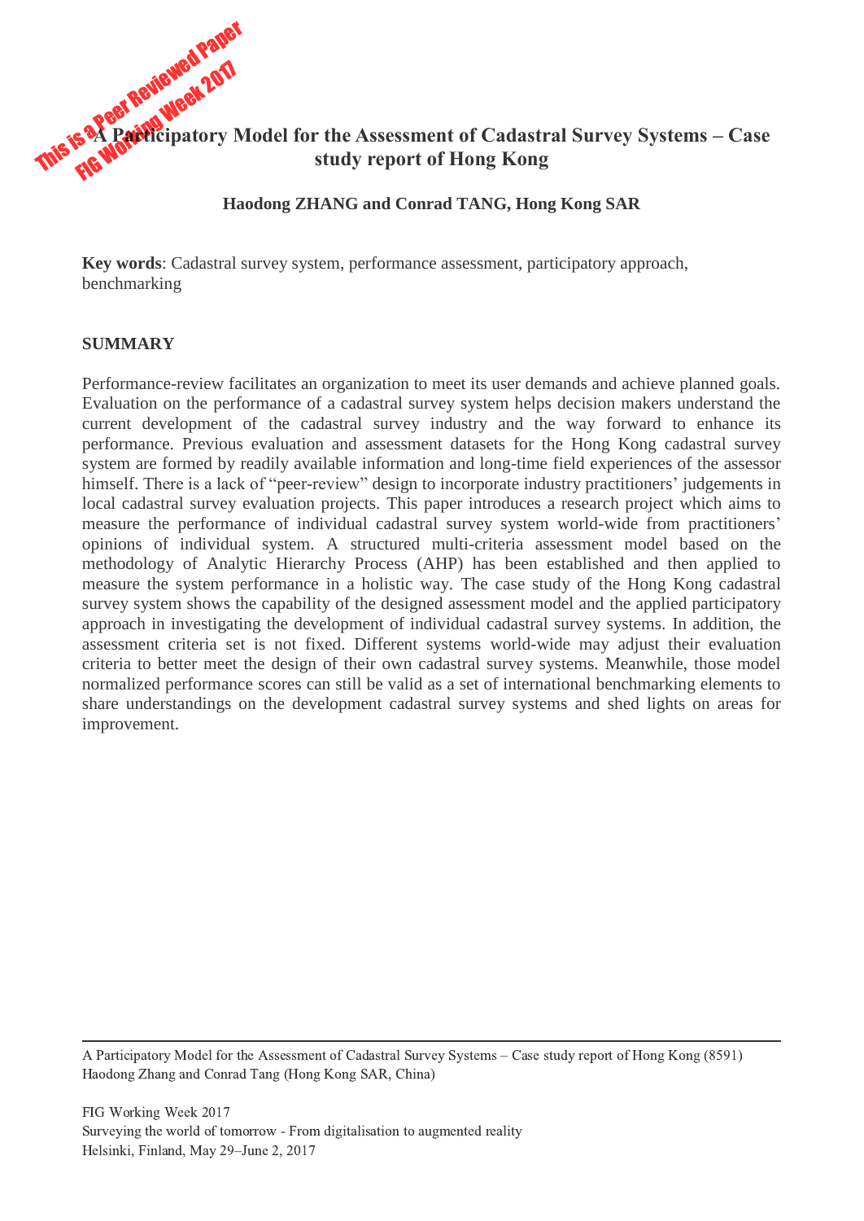# A Participatory Model for the Assessment of Cadastral Survey Systems – Case study report of Hong Kong

**Haodong ZHANG and Conrad TANG, Hong Kong SAR**

**Key words**: Cadastral survey system, performance assessment, participatory approach, benchmarking

## SUMMARY

Performance-review facilitates an organization to meet its user demands and achieve planned goals. Evaluation on the performance of a cadastral survey system helps decision makers understand the current development of the cadastral survey industry and the way forward to enhance its performance. Previous evaluation and assessment datasets for the Hong Kong cadastral survey system are formed by readily available information and long-time field experiences of the assessor himself. There is a lack of "peer-review" design to incorporate industry practitioners' judgements in local cadastral survey evaluation projects. This paper introduces a research project which aims to measure the performance of individual cadastral survey system world-wide from practitioners' opinions of individual system. A structured multi-criteria assessment model based on the methodology of Analytic Hierarchy Process (AHP) has been established and then applied to measure the system performance in a holistic way. The case study of the Hong Kong cadastral survey system shows the capability of the designed assessment model and the applied participatory approach in investigating the development of individual cadastral survey systems. In addition, the assessment criteria set is not fixed. Different systems world-wide may adjust their evaluation criteria to better meet the design of their own cadastral survey systems. Meanwhile, those model normalized performance scores can still be valid as a set of international benchmarking elements to share understandings on the development cadastral survey systems and shed lights on areas for improvement.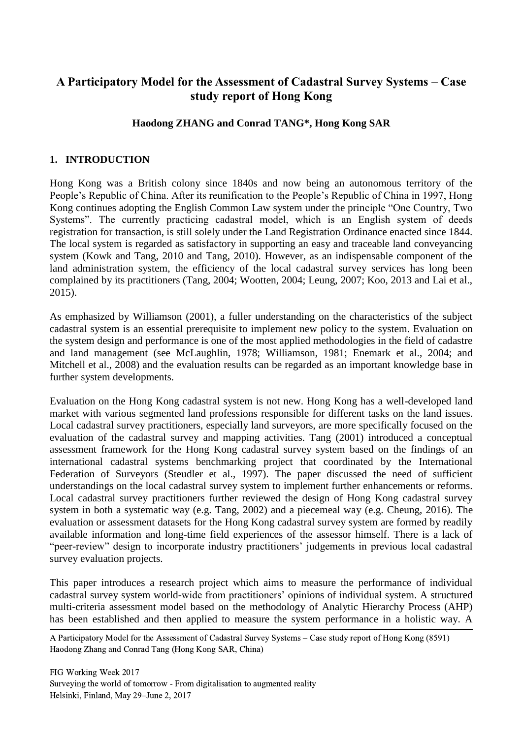# A Participatory Model for the Assessment of Cadastral Survey Systems – Case study report of Hong Kong

**Haodong ZHANG and Conrad TANG*, Hong Kong SAR**

## 1. INTRODUCTION

Hong Kong was a British colony since 1840s and now being an autonomous territory of the People's Republic of China. After its reunification to the People's Republic of China in 1997, Hong Kong continues adopting the English Common Law system under the principle "One Country, Two Systems". The currently practicing cadastral model, which is an English system of deeds registration for transaction, is still solely under the Land Registration Ordinance enacted since 1844. The local system is regarded as satisfactory in supporting an easy and traceable land conveyancing system (Kowk and Tang, 2010 and Tang, 2010). However, as an indispensable component of the land administration system, the efficiency of the local cadastral survey services has long been complained by its practitioners (Tang, 2004; Wootten, 2004; Leung, 2007; Koo, 2013 and Lai et al., 2015).

As emphasized by Williamson (2001), a fuller understanding on the characteristics of the subject cadastral system is an essential prerequisite to implement new policy to the system. Evaluation on the system design and performance is one of the most applied methodologies in the field of cadastre and land management (see McLaughlin, 1978; Williamson, 1981; Enemark et al., 2004; and Mitchell et al., 2008) and the evaluation results can be regarded as an important knowledge base in further system developments.

Evaluation on the Hong Kong cadastral system is not new. Hong Kong has a well-developed land market with various segmented land professions responsible for different tasks on the land issues. Local cadastral survey practitioners, especially land surveyors, are more specifically focused on the evaluation of the cadastral survey and mapping activities. Tang (2001) introduced a conceptual assessment framework for the Hong Kong cadastral survey system based on the findings of an international cadastral systems benchmarking project that coordinated by the International Federation of Surveyors (Steudler et al., 1997). The paper discussed the need of sufficient understandings on the local cadastral survey system to implement further enhancements or reforms. Local cadastral survey practitioners further reviewed the design of Hong Kong cadastral survey system in both a systematic way (e.g. Tang, 2002) and a piecemeal way (e.g. Cheung, 2016). The evaluation or assessment datasets for the Hong Kong cadastral survey system are formed by readily available information and long-time field experiences of the assessor himself. There is a lack of "peer-review" design to incorporate industry practitioners' judgements in previous local cadastral survey evaluation projects.

This paper introduces a research project which aims to measure the performance of individual cadastral survey system world-wide from practitioners' opinions of individual system. A structured multi-criteria assessment model based on the methodology of Analytic Hierarchy Process (AHP) has been established and then applied to measure the system performance in a holistic way. A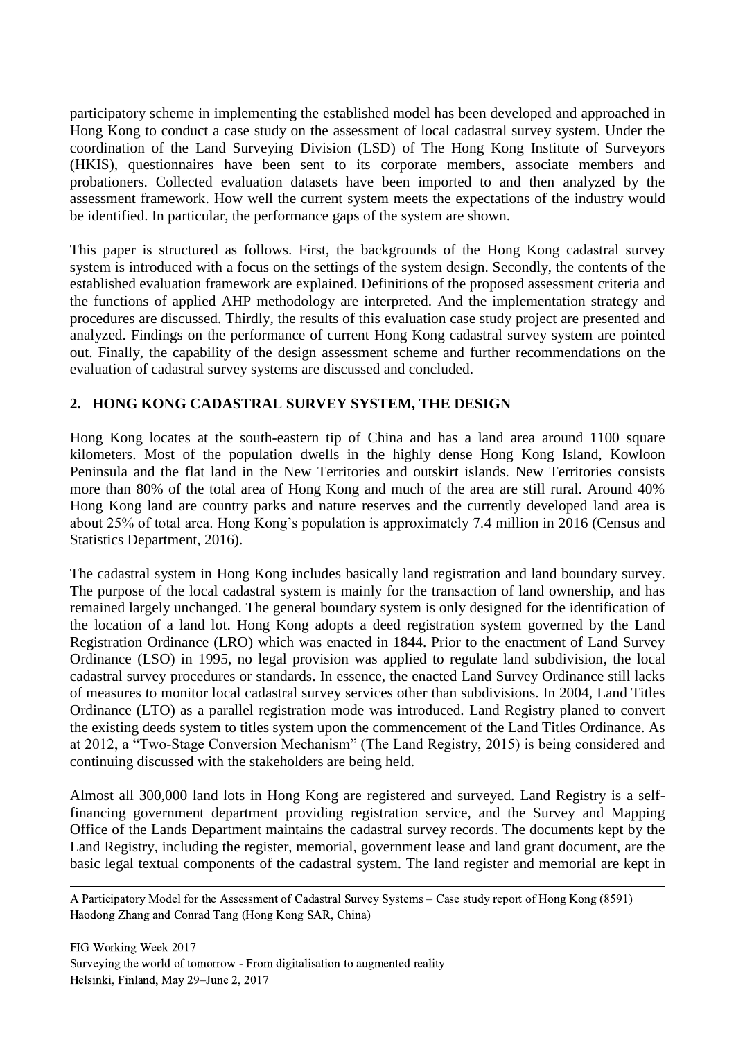participatory scheme in implementing the established model has been developed and approached in Hong Kong to conduct a case study on the assessment of local cadastral survey system. Under the coordination of the Land Surveying Division (LSD) of The Hong Kong Institute of Surveyors (HKIS), questionnaires have been sent to its corporate members, associate members and probationers. Collected evaluation datasets have been imported to and then analyzed by the assessment framework. How well the current system meets the expectations of the industry would be identified. In particular, the performance gaps of the system are shown.

This paper is structured as follows. First, the backgrounds of the Hong Kong cadastral survey system is introduced with a focus on the settings of the system design. Secondly, the contents of the established evaluation framework are explained. Definitions of the proposed assessment criteria and the functions of applied AHP methodology are interpreted. And the implementation strategy and procedures are discussed. Thirdly, the results of this evaluation case study project are presented and analyzed. Findings on the performance of current Hong Kong cadastral survey system are pointed out. Finally, the capability of the design assessment scheme and further recommendations on the evaluation of cadastral survey systems are discussed and concluded.

## 2. HONG KONG CADASTRAL SURVEY SYSTEM, THE DESIGN

Hong Kong locates at the south-eastern tip of China and has a land area around 1100 square kilometers. Most of the population dwells in the highly dense Hong Kong Island, Kowloon Peninsula and the flat land in the New Territories and outskirt islands. New Territories consists more than 80% of the total area of Hong Kong and much of the area are still rural. Around 40% Hong Kong land are country parks and nature reserves and the currently developed land area is about 25% of total area. Hong Kong's population is approximately 7.4 million in 2016 (Census and Statistics Department, 2016).

The cadastral system in Hong Kong includes basically land registration and land boundary survey. The purpose of the local cadastral system is mainly for the transaction of land ownership, and has remained largely unchanged. The general boundary system is only designed for the identification of the location of a land lot. Hong Kong adopts a deed registration system governed by the Land Registration Ordinance (LRO) which was enacted in 1844. Prior to the enactment of Land Survey Ordinance (LSO) in 1995, no legal provision was applied to regulate land subdivision, the local cadastral survey procedures or standards. In essence, the enacted Land Survey Ordinance still lacks of measures to monitor local cadastral survey services other than subdivisions. In 2004, Land Titles Ordinance (LTO) as a parallel registration mode was introduced. Land Registry planed to convert the existing deeds system to titles system upon the commencement of the Land Titles Ordinance. As at 2012, a "Two-Stage Conversion Mechanism" (The Land Registry, 2015) is being considered and continuing discussed with the stakeholders are being held.

Almost all 300,000 land lots in Hong Kong are registered and surveyed. Land Registry is a self-financing government department providing registration service, and the Survey and Mapping Office of the Lands Department maintains the cadastral survey records. The documents kept by the Land Registry, including the register, memorial, government lease and land grant document, are the basic legal textual components of the cadastral system. The land register and memorial are kept in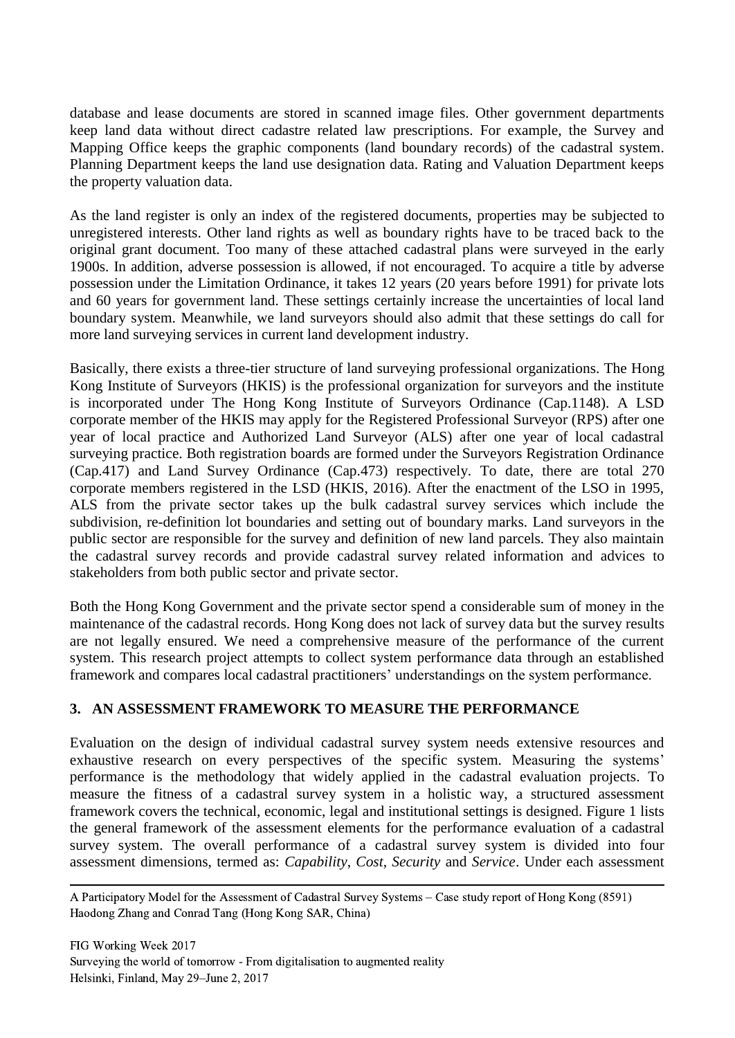database and lease documents are stored in scanned image files. Other government departments keep land data without direct cadastre related law prescriptions. For example, the Survey and Mapping Office keeps the graphic components (land boundary records) of the cadastral system. Planning Department keeps the land use designation data. Rating and Valuation Department keeps the property valuation data.

As the land register is only an index of the registered documents, properties may be subjected to unregistered interests. Other land rights as well as boundary rights have to be traced back to the original grant document. Too many of these attached cadastral plans were surveyed in the early 1900s. In addition, adverse possession is allowed, if not encouraged. To acquire a title by adverse possession under the Limitation Ordinance, it takes 12 years (20 years before 1991) for private lots and 60 years for government land. These settings certainly increase the uncertainties of local land boundary system. Meanwhile, we land surveyors should also admit that these settings do call for more land surveying services in current land development industry.

Basically, there exists a three-tier structure of land surveying professional organizations. The Hong Kong Institute of Surveyors (HKIS) is the professional organization for surveyors and the institute is incorporated under The Hong Kong Institute of Surveyors Ordinance (Cap.1148). A LSD corporate member of the HKIS may apply for the Registered Professional Surveyor (RPS) after one year of local practice and Authorized Land Surveyor (ALS) after one year of local cadastral surveying practice. Both registration boards are formed under the Surveyors Registration Ordinance (Cap.417) and Land Survey Ordinance (Cap.473) respectively. To date, there are total 270 corporate members registered in the LSD (HKIS, 2016). After the enactment of the LSO in 1995, ALS from the private sector takes up the bulk cadastral survey services which include the subdivision, re-definition lot boundaries and setting out of boundary marks. Land surveyors in the public sector are responsible for the survey and definition of new land parcels. They also maintain the cadastral survey records and provide cadastral survey related information and advices to stakeholders from both public sector and private sector.

Both the Hong Kong Government and the private sector spend a considerable sum of money in the maintenance of the cadastral records. Hong Kong does not lack of survey data but the survey results are not legally ensured. We need a comprehensive measure of the performance of the current system. This research project attempts to collect system performance data through an established framework and compares local cadastral practitioners' understandings on the system performance.

## 3. AN ASSESSMENT FRAMEWORK TO MEASURE THE PERFORMANCE

Evaluation on the design of individual cadastral survey system needs extensive resources and exhaustive research on every perspectives of the specific system. Measuring the systems' performance is the methodology that widely applied in the cadastral evaluation projects. To measure the fitness of a cadastral survey system in a holistic way, a structured assessment framework covers the technical, economic, legal and institutional settings is designed. Figure 1 lists the general framework of the assessment elements for the performance evaluation of a cadastral survey system. The overall performance of a cadastral survey system is divided into four assessment dimensions, termed as: *Capability*, *Cost*, *Security* and *Service*. Under each assessment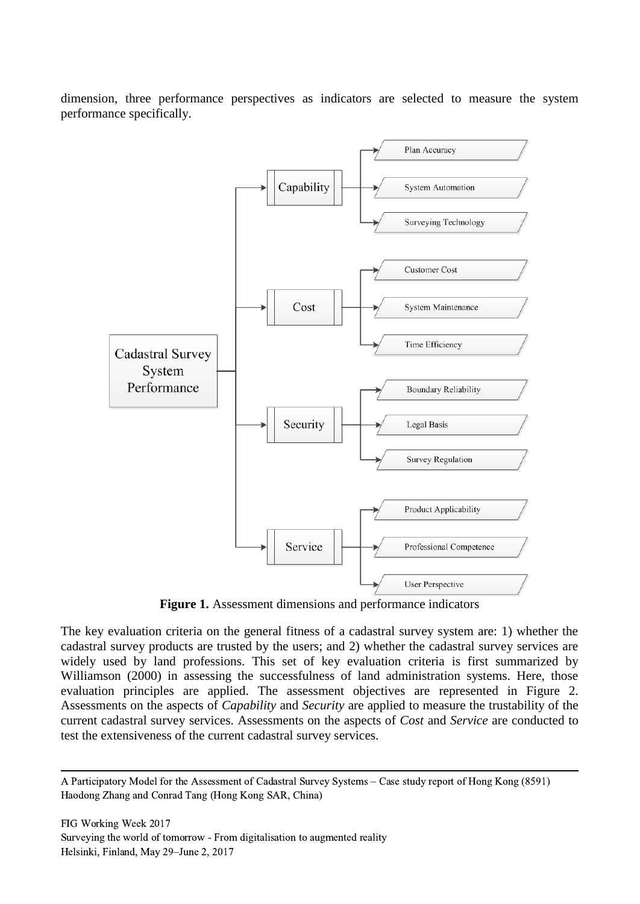dimension, three performance perspectives as indicators are selected to measure the system performance specifically.

- Cadastral Survey System Performance
  - Capability
    - Plan Accuracy
    - System Automation
    - Surveying Technology
  - Cost
    - Customer Cost
    - System Maintenance
    - Time Efficiency
  - Security
    - Boundary Reliability
    - Legal Basis
    - Survey Regulation
  - Service
    - Product Applicability
    - Professional Competence
    - User Perspective

**Figure 1.** Assessment dimensions and performance indicators

The key evaluation criteria on the general fitness of a cadastral survey system are: 1) whether the cadastral survey products are trusted by the users; and 2) whether the cadastral survey services are widely used by land professions. This set of key evaluation criteria is first summarized by Williamson (2000) in assessing the successfulness of land administration systems. Here, those evaluation principles are applied. The assessment objectives are represented in Figure 2. Assessments on the aspects of *Capability* and *Security* are applied to measure the trustability of the current cadastral survey services. Assessments on the aspects of *Cost* and *Service* are conducted to test the extensiveness of the current cadastral survey services.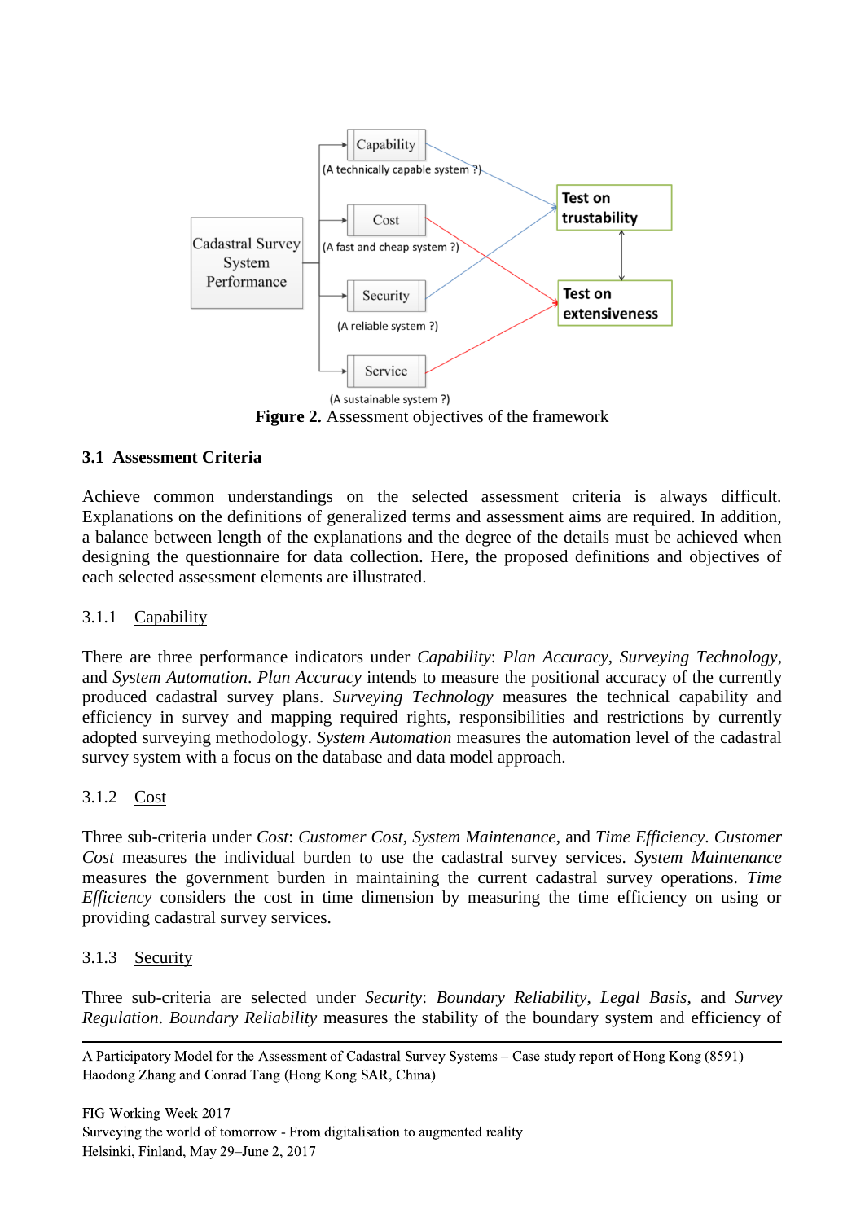**Figure 2.** Assessment objectives of the framework

### 3.1 Assessment Criteria

Achieve common understandings on the selected assessment criteria is always difficult. Explanations on the definitions of generalized terms and assessment aims are required. In addition, a balance between length of the explanations and the degree of the details must be achieved when designing the questionnaire for data collection. Here, the proposed definitions and objectives of each selected assessment elements are illustrated.

#### 3.1.1 Capability

There are three performance indicators under *Capability*: *Plan Accuracy*, *Surveying Technology*, and *System Automation*. *Plan Accuracy* intends to measure the positional accuracy of the currently produced cadastral survey plans. *Surveying Technology* measures the technical capability and efficiency in survey and mapping required rights, responsibilities and restrictions by currently adopted surveying methodology. *System Automation* measures the automation level of the cadastral survey system with a focus on the database and data model approach.

#### 3.1.2 Cost

Three sub-criteria under *Cost*: *Customer Cost*, *System Maintenance*, and *Time Efficiency*. *Customer Cost* measures the individual burden to use the cadastral survey services. *System Maintenance* measures the government burden in maintaining the current cadastral survey operations. *Time Efficiency* considers the cost in time dimension by measuring the time efficiency on using or providing cadastral survey services.

#### 3.1.3 Security

Three sub-criteria are selected under *Security*: *Boundary Reliability*, *Legal Basis*, and *Survey Regulation*. *Boundary Reliability* measures the stability of the boundary system and efficiency of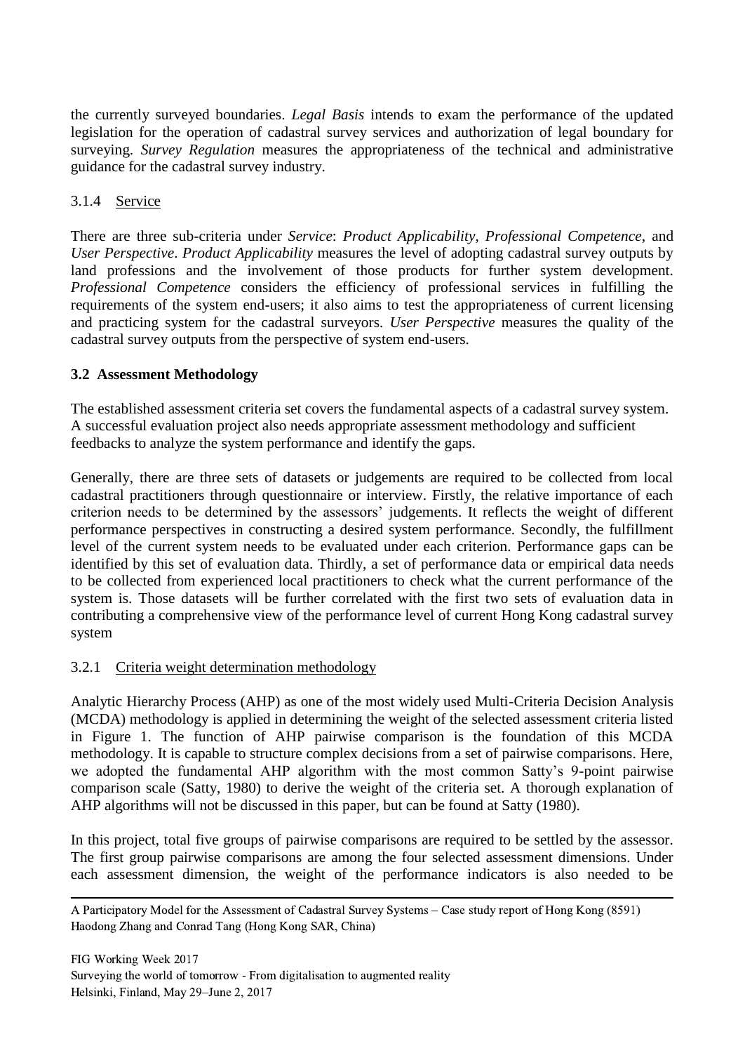the currently surveyed boundaries. *Legal Basis* intends to exam the performance of the updated legislation for the operation of cadastral survey services and authorization of legal boundary for surveying. *Survey Regulation* measures the appropriateness of the technical and administrative guidance for the cadastral survey industry.

#### 3.1.4 Service

There are three sub-criteria under *Service*: *Product Applicability*, *Professional Competence*, and *User Perspective*. *Product Applicability* measures the level of adopting cadastral survey outputs by land professions and the involvement of those products for further system development. *Professional Competence* considers the efficiency of professional services in fulfilling the requirements of the system end-users; it also aims to test the appropriateness of current licensing and practicing system for the cadastral surveyors. *User Perspective* measures the quality of the cadastral survey outputs from the perspective of system end-users.

### 3.2 Assessment Methodology

The established assessment criteria set covers the fundamental aspects of a cadastral survey system. A successful evaluation project also needs appropriate assessment methodology and sufficient feedbacks to analyze the system performance and identify the gaps.

Generally, there are three sets of datasets or judgements are required to be collected from local cadastral practitioners through questionnaire or interview. Firstly, the relative importance of each criterion needs to be determined by the assessors' judgements. It reflects the weight of different performance perspectives in constructing a desired system performance. Secondly, the fulfillment level of the current system needs to be evaluated under each criterion. Performance gaps can be identified by this set of evaluation data. Thirdly, a set of performance data or empirical data needs to be collected from experienced local practitioners to check what the current performance of the system is. Those datasets will be further correlated with the first two sets of evaluation data in contributing a comprehensive view of the performance level of current Hong Kong cadastral survey system

#### 3.2.1 Criteria weight determination methodology

Analytic Hierarchy Process (AHP) as one of the most widely used Multi-Criteria Decision Analysis (MCDA) methodology is applied in determining the weight of the selected assessment criteria listed in Figure 1. The function of AHP pairwise comparison is the foundation of this MCDA methodology. It is capable to structure complex decisions from a set of pairwise comparisons. Here, we adopted the fundamental AHP algorithm with the most common Satty's 9-point pairwise comparison scale (Satty, 1980) to derive the weight of the criteria set. A thorough explanation of AHP algorithms will not be discussed in this paper, but can be found at Satty (1980).

In this project, total five groups of pairwise comparisons are required to be settled by the assessor. The first group pairwise comparisons are among the four selected assessment dimensions. Under each assessment dimension, the weight of the performance indicators is also needed to be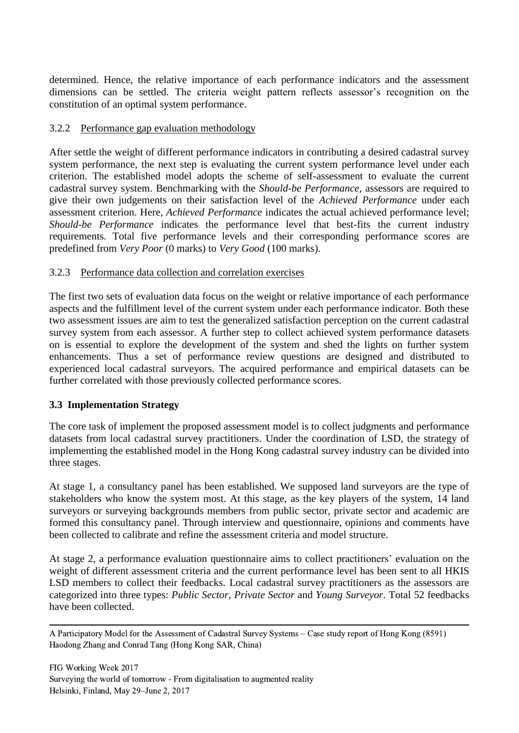determined. Hence, the relative importance of each performance indicators and the assessment dimensions can be settled. The criteria weight pattern reflects assessor's recognition on the constitution of an optimal system performance.

#### 3.2.2 Performance gap evaluation methodology

After settle the weight of different performance indicators in contributing a desired cadastral survey system performance, the next step is evaluating the current system performance level under each criterion. The established model adopts the scheme of self-assessment to evaluate the current cadastral survey system. Benchmarking with the *Should-be Performance*, assessors are required to give their own judgements on their satisfaction level of the *Achieved Performance* under each assessment criterion. Here, *Achieved Performance* indicates the actual achieved performance level; *Should-be Performance* indicates the performance level that best-fits the current industry requirements. Total five performance levels and their corresponding performance scores are predefined from *Very Poor* (0 marks) to *Very Good* (100 marks).

#### 3.2.3 Performance data collection and correlation exercises

The first two sets of evaluation data focus on the weight or relative importance of each performance aspects and the fulfillment level of the current system under each performance indicator. Both these two assessment issues are aim to test the generalized satisfaction perception on the current cadastral survey system from each assessor. A further step to collect achieved system performance datasets on is essential to explore the development of the system and shed the lights on further system enhancements. Thus a set of performance review questions are designed and distributed to experienced local cadastral surveyors. The acquired performance and empirical datasets can be further correlated with those previously collected performance scores.

### 3.3 Implementation Strategy

The core task of implement the proposed assessment model is to collect judgments and performance datasets from local cadastral survey practitioners. Under the coordination of LSD, the strategy of implementing the established model in the Hong Kong cadastral survey industry can be divided into three stages.

At stage 1, a consultancy panel has been established. We supposed land surveyors are the type of stakeholders who know the system most. At this stage, as the key players of the system, 14 land surveyors or surveying backgrounds members from public sector, private sector and academic are formed this consultancy panel. Through interview and questionnaire, opinions and comments have been collected to calibrate and refine the assessment criteria and model structure.

At stage 2, a performance evaluation questionnaire aims to collect practitioners' evaluation on the weight of different assessment criteria and the current performance level has been sent to all HKIS LSD members to collect their feedbacks. Local cadastral survey practitioners as the assessors are categorized into three types: *Public Sector*, *Private Sector* and *Young Surveyor*. Total 52 feedbacks have been collected.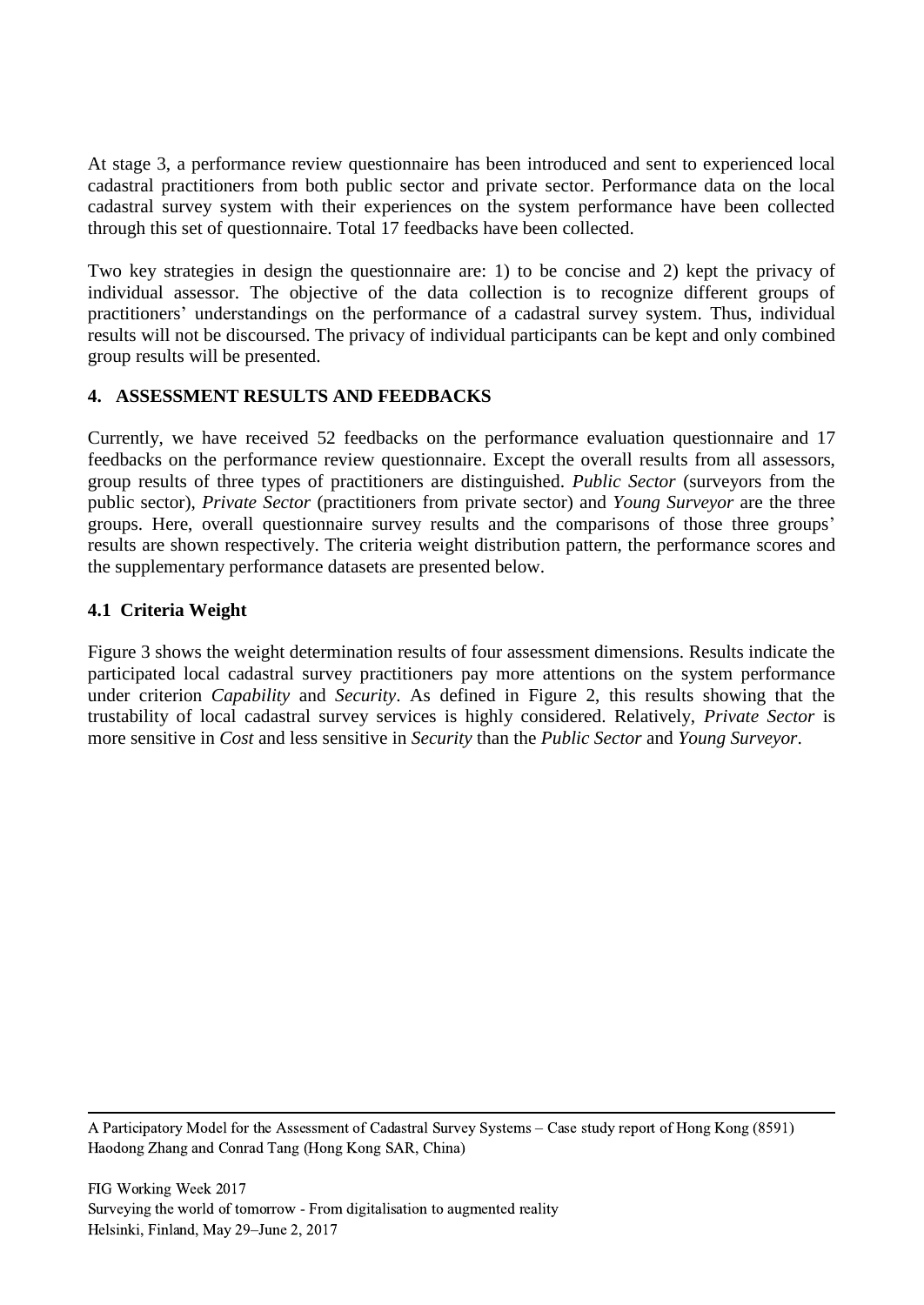At stage 3, a performance review questionnaire has been introduced and sent to experienced local cadastral practitioners from both public sector and private sector. Performance data on the local cadastral survey system with their experiences on the system performance have been collected through this set of questionnaire. Total 17 feedbacks have been collected.

Two key strategies in design the questionnaire are: 1) to be concise and 2) kept the privacy of individual assessor. The objective of the data collection is to recognize different groups of practitioners' understandings on the performance of a cadastral survey system. Thus, individual results will not be discoursed. The privacy of individual participants can be kept and only combined group results will be presented.

## 4. ASSESSMENT RESULTS AND FEEDBACKS

Currently, we have received 52 feedbacks on the performance evaluation questionnaire and 17 feedbacks on the performance review questionnaire. Except the overall results from all assessors, group results of three types of practitioners are distinguished. *Public Sector* (surveyors from the public sector), *Private Sector* (practitioners from private sector) and *Young Surveyor* are the three groups. Here, overall questionnaire survey results and the comparisons of those three groups' results are shown respectively. The criteria weight distribution pattern, the performance scores and the supplementary performance datasets are presented below.

### 4.1 Criteria Weight

Figure 3 shows the weight determination results of four assessment dimensions. Results indicate the participated local cadastral survey practitioners pay more attentions on the system performance under criterion *Capability* and *Security*. As defined in Figure 2, this results showing that the trustability of local cadastral survey services is highly considered. Relatively, *Private Sector* is more sensitive in *Cost* and less sensitive in *Security* than the *Public Sector* and *Young Surveyor*.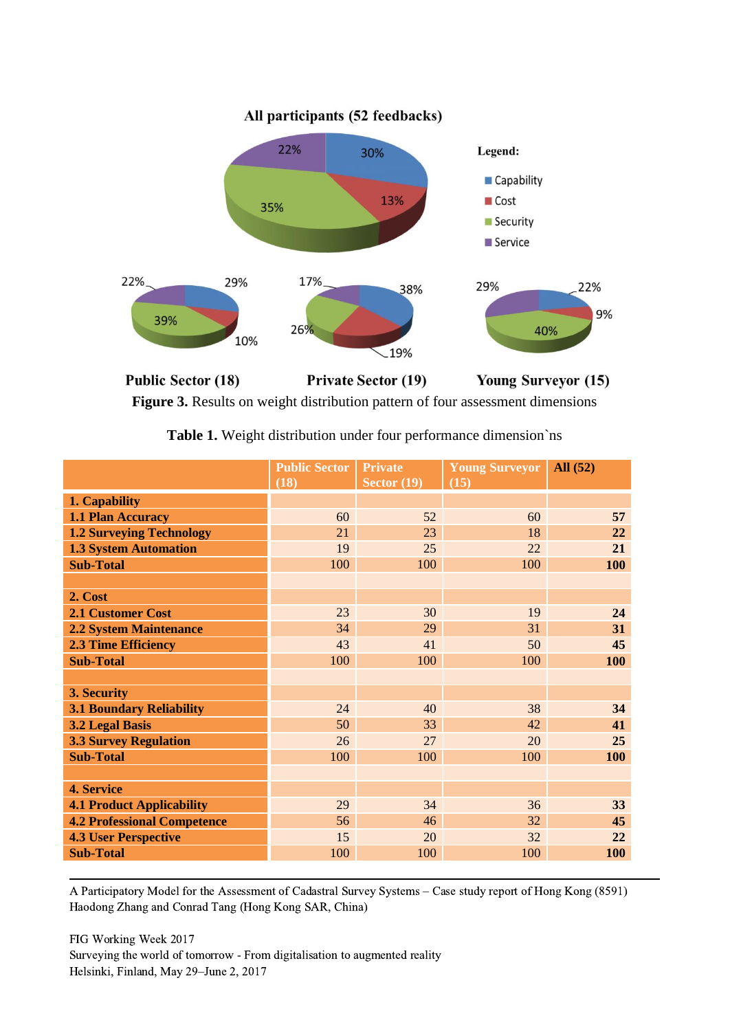All participants (52 feedbacks)

Legend:

- Capability
- Cost
- Security
- Service

Public Sector (18) | Private Sector (19) | Young Surveyor (15)

**Figure 3.** Results on weight distribution pattern of four assessment dimensions

**Table 1.** Weight distribution under four performance dimension`ns

| | Public Sector (18) | Private Sector (19) | Young Surveyor (15) | All (52) |
|---|---|---|---|---|
| **1. Capability** | | | | |
| **1.1 Plan Accuracy** | 60 | 52 | 60 | **57** |
| **1.2 Surveying Technology** | 21 | 23 | 18 | **22** |
| **1.3 System Automation** | 19 | 25 | 22 | **21** |
| **Sub-Total** | 100 | 100 | 100 | **100** |
| | | | | |
| **2. Cost** | | | | |
| **2.1 Customer Cost** | 23 | 30 | 19 | **24** |
| **2.2 System Maintenance** | 34 | 29 | 31 | **31** |
| **2.3 Time Efficiency** | 43 | 41 | 50 | **45** |
| **Sub-Total** | 100 | 100 | 100 | **100** |
| | | | | |
| **3. Security** | | | | |
| **3.1 Boundary Reliability** | 24 | 40 | 38 | **34** |
| **3.2 Legal Basis** | 50 | 33 | 42 | **41** |
| **3.3 Survey Regulation** | 26 | 27 | 20 | **25** |
| **Sub-Total** | 100 | 100 | 100 | **100** |
| | | | | |
| **4. Service** | | | | |
| **4.1 Product Applicability** | 29 | 34 | 36 | **33** |
| **4.2 Professional Competence** | 56 | 46 | 32 | **45** |
| **4.3 User Perspective** | 15 | 20 | 32 | **22** |
| **Sub-Total** | 100 | 100 | 100 | **100** |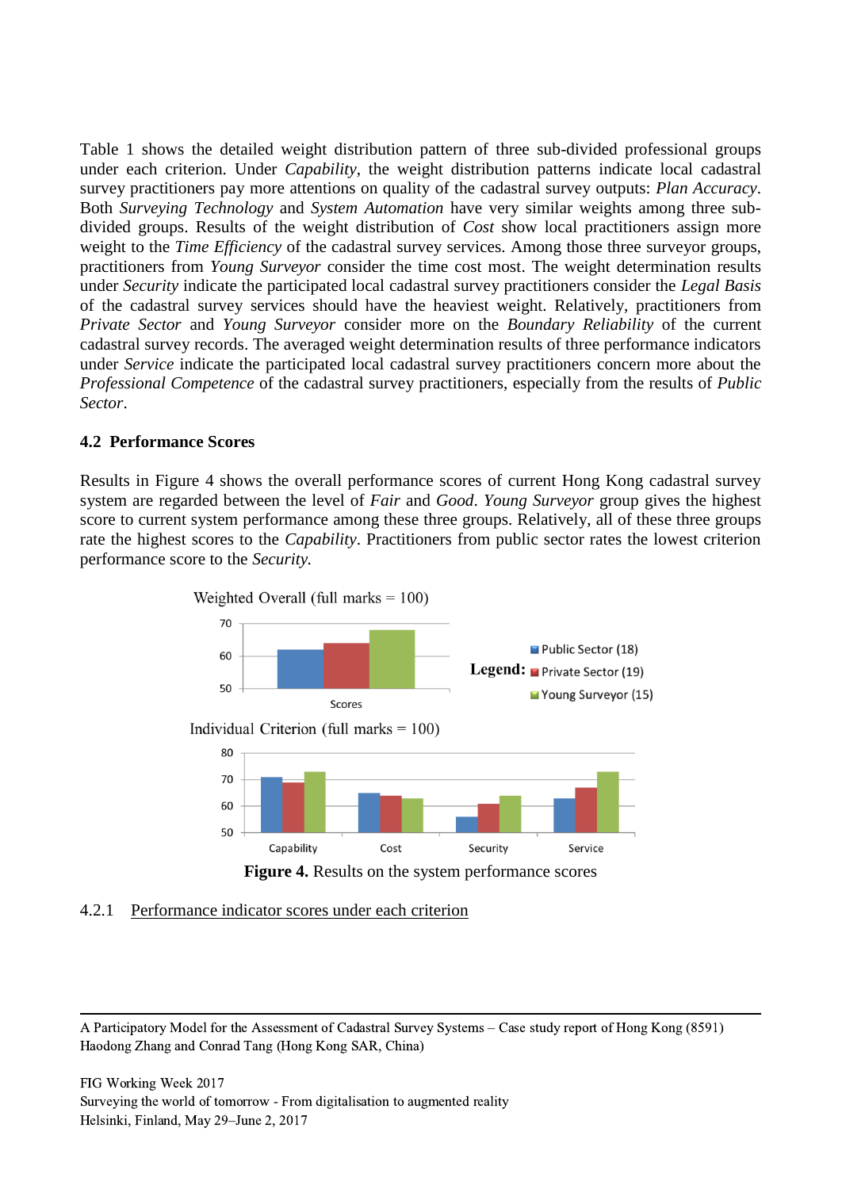Table 1 shows the detailed weight distribution pattern of three sub-divided professional groups under each criterion. Under *Capability*, the weight distribution patterns indicate local cadastral survey practitioners pay more attentions on quality of the cadastral survey outputs: *Plan Accuracy*. Both *Surveying Technology* and *System Automation* have very similar weights among three sub-divided groups. Results of the weight distribution of *Cost* show local practitioners assign more weight to the *Time Efficiency* of the cadastral survey services. Among those three surveyor groups, practitioners from *Young Surveyor* consider the time cost most. The weight determination results under *Security* indicate the participated local cadastral survey practitioners consider the *Legal Basis* of the cadastral survey services should have the heaviest weight. Relatively, practitioners from *Private Sector* and *Young Surveyor* consider more on the *Boundary Reliability* of the current cadastral survey records. The averaged weight determination results of three performance indicators under *Service* indicate the participated local cadastral survey practitioners concern more about the *Professional Competence* of the cadastral survey practitioners, especially from the results of *Public Sector*.

### 4.2 Performance Scores

Results in Figure 4 shows the overall performance scores of current Hong Kong cadastral survey system are regarded between the level of *Fair* and *Good*. *Young Surveyor* group gives the highest score to current system performance among these three groups. Relatively, all of these three groups rate the highest scores to the *Capability*. Practitioners from public sector rates the lowest criterion performance score to the *Security.*

Weighted Overall (full marks = 100)

Legend: Public Sector (18), Private Sector (19), Young Surveyor (15)

Individual Criterion (full marks = 100)

**Figure 4.** Results on the system performance scores

#### 4.2.1 Performance indicator scores under each criterion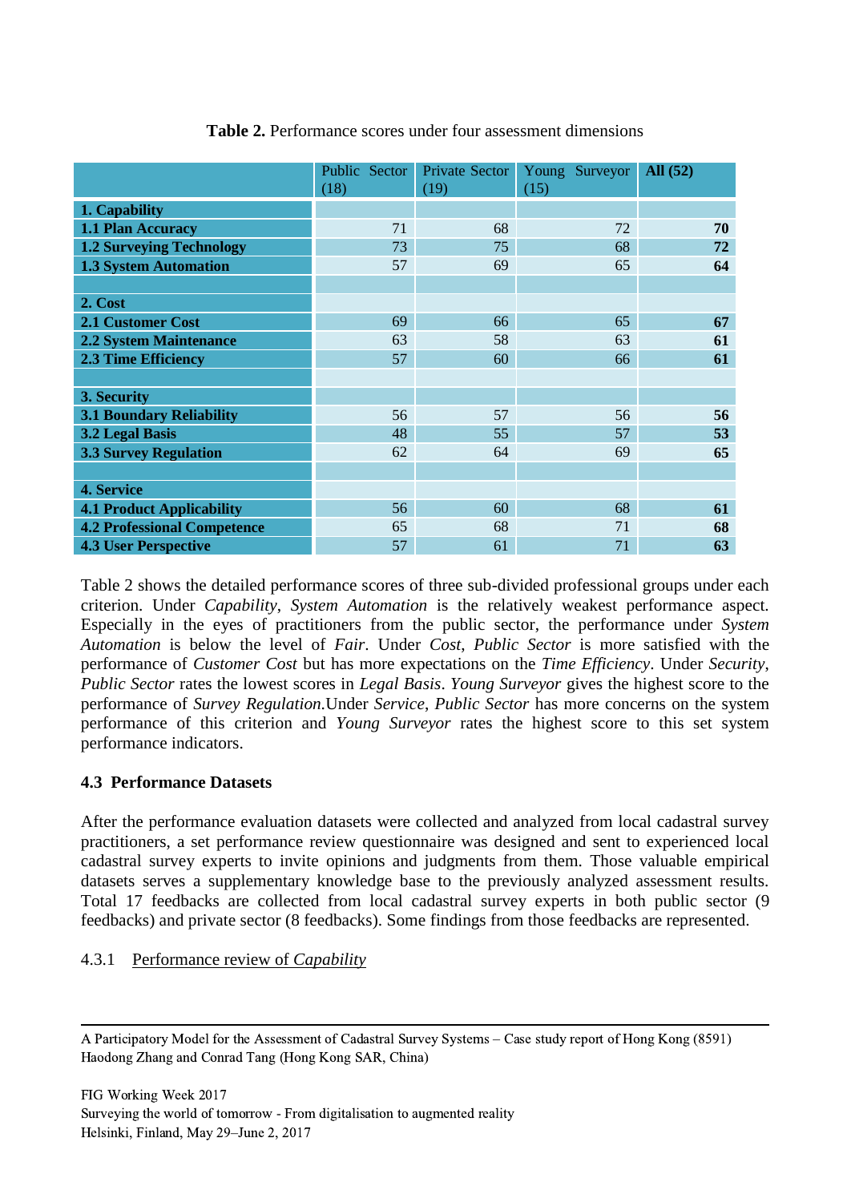**Table 2.** Performance scores under four assessment dimensions

| | Public Sector (18) | Private Sector (19) | Young Surveyor (15) | **All (52)** |
|---|---|---|---|---|
| **1. Capability** | | | | |
| **1.1 Plan Accuracy** | 71 | 68 | 72 | **70** |
| **1.2 Surveying Technology** | 73 | 75 | 68 | **72** |
| **1.3 System Automation** | 57 | 69 | 65 | **64** |
| | | | | |
| **2. Cost** | | | | |
| **2.1 Customer Cost** | 69 | 66 | 65 | **67** |
| **2.2 System Maintenance** | 63 | 58 | 63 | **61** |
| **2.3 Time Efficiency** | 57 | 60 | 66 | **61** |
| | | | | |
| **3. Security** | | | | |
| **3.1 Boundary Reliability** | 56 | 57 | 56 | **56** |
| **3.2 Legal Basis** | 48 | 55 | 57 | **53** |
| **3.3 Survey Regulation** | 62 | 64 | 69 | **65** |
| | | | | |
| **4. Service** | | | | |
| **4.1 Product Applicability** | 56 | 60 | 68 | **61** |
| **4.2 Professional Competence** | 65 | 68 | 71 | **68** |
| **4.3 User Perspective** | 57 | 61 | 71 | **63** |

Table 2 shows the detailed performance scores of three sub-divided professional groups under each criterion. Under *Capability*, *System Automation* is the relatively weakest performance aspect. Especially in the eyes of practitioners from the public sector, the performance under *System Automation* is below the level of *Fair*. Under *Cost*, *Public Sector* is more satisfied with the performance of *Customer Cost* but has more expectations on the *Time Efficiency*. Under *Security*, *Public Sector* rates the lowest scores in *Legal Basis*. *Young Surveyor* gives the highest score to the performance of *Survey Regulation*.Under *Service*, *Public Sector* has more concerns on the system performance of this criterion and *Young Surveyor* rates the highest score to this set system performance indicators.

### 4.3 Performance Datasets

After the performance evaluation datasets were collected and analyzed from local cadastral survey practitioners, a set performance review questionnaire was designed and sent to experienced local cadastral survey experts to invite opinions and judgments from them. Those valuable empirical datasets serves a supplementary knowledge base to the previously analyzed assessment results. Total 17 feedbacks are collected from local cadastral survey experts in both public sector (9 feedbacks) and private sector (8 feedbacks). Some findings from those feedbacks are represented.

#### 4.3.1 Performance review of *Capability*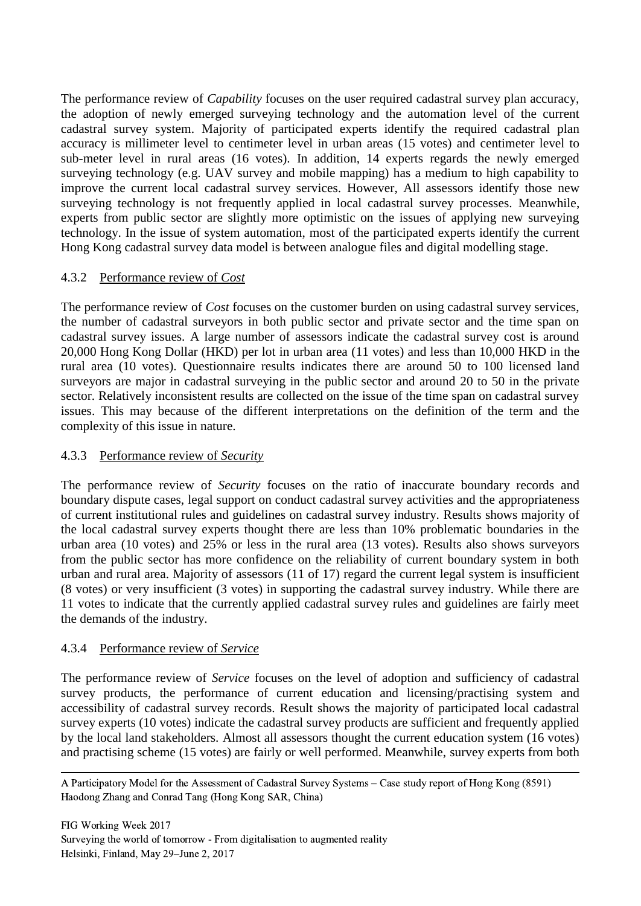The performance review of *Capability* focuses on the user required cadastral survey plan accuracy, the adoption of newly emerged surveying technology and the automation level of the current cadastral survey system. Majority of participated experts identify the required cadastral plan accuracy is millimeter level to centimeter level in urban areas (15 votes) and centimeter level to sub-meter level in rural areas (16 votes). In addition, 14 experts regards the newly emerged surveying technology (e.g. UAV survey and mobile mapping) has a medium to high capability to improve the current local cadastral survey services. However, All assessors identify those new surveying technology is not frequently applied in local cadastral survey processes. Meanwhile, experts from public sector are slightly more optimistic on the issues of applying new surveying technology. In the issue of system automation, most of the participated experts identify the current Hong Kong cadastral survey data model is between analogue files and digital modelling stage.

### 4.3.2 Performance review of *Cost*

The performance review of *Cost* focuses on the customer burden on using cadastral survey services, the number of cadastral surveyors in both public sector and private sector and the time span on cadastral survey issues. A large number of assessors indicate the cadastral survey cost is around 20,000 Hong Kong Dollar (HKD) per lot in urban area (11 votes) and less than 10,000 HKD in the rural area (10 votes). Questionnaire results indicates there are around 50 to 100 licensed land surveyors are major in cadastral surveying in the public sector and around 20 to 50 in the private sector. Relatively inconsistent results are collected on the issue of the time span on cadastral survey issues. This may because of the different interpretations on the definition of the term and the complexity of this issue in nature.

### 4.3.3 Performance review of *Security*

The performance review of *Security* focuses on the ratio of inaccurate boundary records and boundary dispute cases, legal support on conduct cadastral survey activities and the appropriateness of current institutional rules and guidelines on cadastral survey industry. Results shows majority of the local cadastral survey experts thought there are less than 10% problematic boundaries in the urban area (10 votes) and 25% or less in the rural area (13 votes). Results also shows surveyors from the public sector has more confidence on the reliability of current boundary system in both urban and rural area. Majority of assessors (11 of 17) regard the current legal system is insufficient (8 votes) or very insufficient (3 votes) in supporting the cadastral survey industry. While there are 11 votes to indicate that the currently applied cadastral survey rules and guidelines are fairly meet the demands of the industry.

### 4.3.4 Performance review of *Service*

The performance review of *Service* focuses on the level of adoption and sufficiency of cadastral survey products, the performance of current education and licensing/practising system and accessibility of cadastral survey records. Result shows the majority of participated local cadastral survey experts (10 votes) indicate the cadastral survey products are sufficient and frequently applied by the local land stakeholders. Almost all assessors thought the current education system (16 votes) and practising scheme (15 votes) are fairly or well performed. Meanwhile, survey experts from both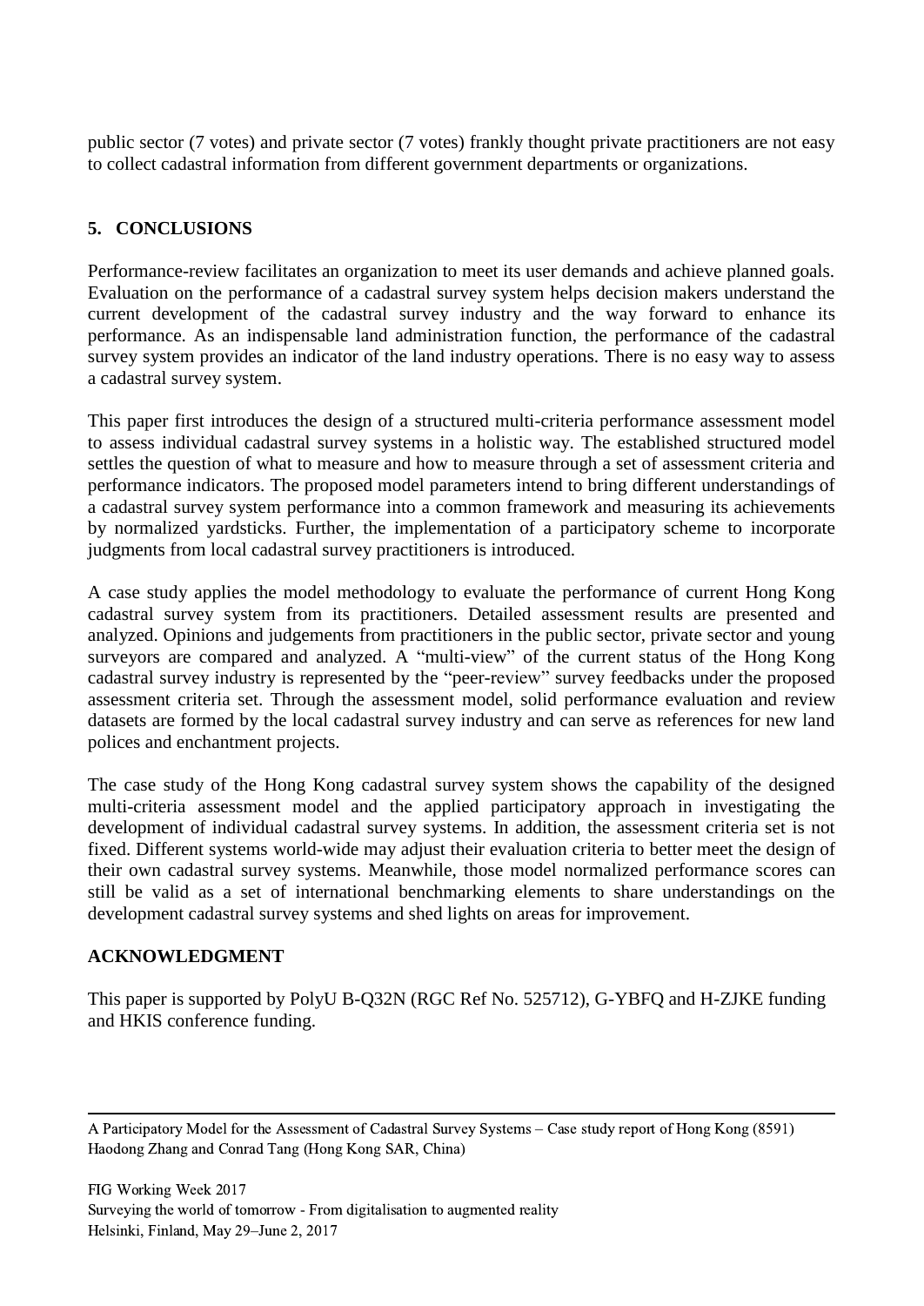public sector (7 votes) and private sector (7 votes) frankly thought private practitioners are not easy to collect cadastral information from different government departments or organizations.

## 5. CONCLUSIONS

Performance-review facilitates an organization to meet its user demands and achieve planned goals. Evaluation on the performance of a cadastral survey system helps decision makers understand the current development of the cadastral survey industry and the way forward to enhance its performance. As an indispensable land administration function, the performance of the cadastral survey system provides an indicator of the land industry operations. There is no easy way to assess a cadastral survey system.

This paper first introduces the design of a structured multi-criteria performance assessment model to assess individual cadastral survey systems in a holistic way. The established structured model settles the question of what to measure and how to measure through a set of assessment criteria and performance indicators. The proposed model parameters intend to bring different understandings of a cadastral survey system performance into a common framework and measuring its achievements by normalized yardsticks. Further, the implementation of a participatory scheme to incorporate judgments from local cadastral survey practitioners is introduced.

A case study applies the model methodology to evaluate the performance of current Hong Kong cadastral survey system from its practitioners. Detailed assessment results are presented and analyzed. Opinions and judgements from practitioners in the public sector, private sector and young surveyors are compared and analyzed. A "multi-view" of the current status of the Hong Kong cadastral survey industry is represented by the "peer-review" survey feedbacks under the proposed assessment criteria set. Through the assessment model, solid performance evaluation and review datasets are formed by the local cadastral survey industry and can serve as references for new land polices and enchantment projects.

The case study of the Hong Kong cadastral survey system shows the capability of the designed multi-criteria assessment model and the applied participatory approach in investigating the development of individual cadastral survey systems. In addition, the assessment criteria set is not fixed. Different systems world-wide may adjust their evaluation criteria to better meet the design of their own cadastral survey systems. Meanwhile, those model normalized performance scores can still be valid as a set of international benchmarking elements to share understandings on the development cadastral survey systems and shed lights on areas for improvement.

## ACKNOWLEDGMENT

This paper is supported by PolyU B-Q32N (RGC Ref No. 525712), G-YBFQ and H-ZJKE funding and HKIS conference funding.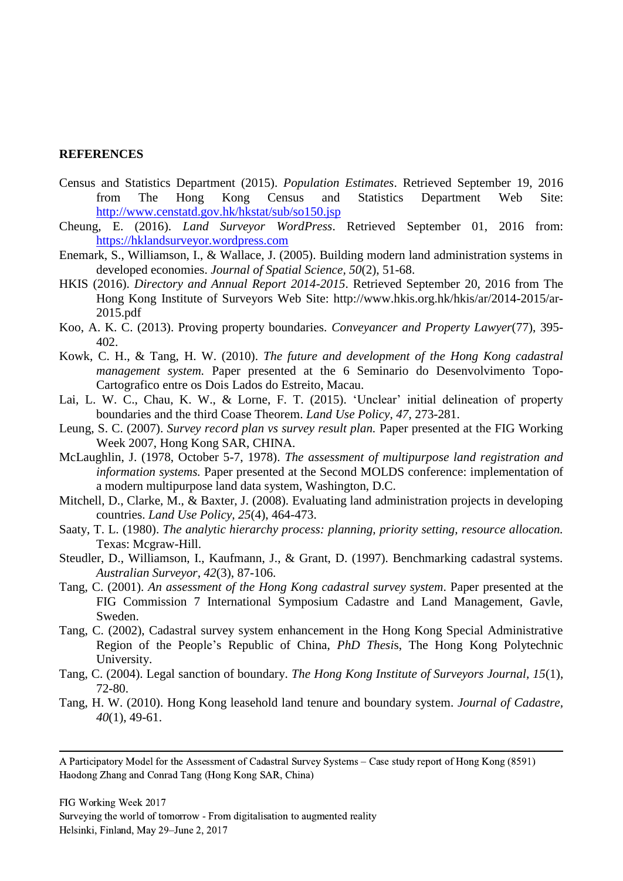**REFERENCES**

Census and Statistics Department (2015). *Population Estimates*. Retrieved September 19, 2016 from The Hong Kong Census and Statistics Department Web Site: http://www.censtatd.gov.hk/hkstat/sub/so150.jsp

Cheung, E. (2016). *Land Surveyor WordPress*. Retrieved September 01, 2016 from: https://hklandsurveyor.wordpress.com

Enemark, S., Williamson, I., & Wallace, J. (2005). Building modern land administration systems in developed economies. *Journal of Spatial Science, 50*(2), 51-68.

HKIS (2016). *Directory and Annual Report 2014-2015*. Retrieved September 20, 2016 from The Hong Kong Institute of Surveyors Web Site: http://www.hkis.org.hk/hkis/ar/2014-2015/ar-2015.pdf

Koo, A. K. C. (2013). Proving property boundaries. *Conveyancer and Property Lawyer*(77), 395-402.

Kowk, C. H., & Tang, H. W. (2010). *The future and development of the Hong Kong cadastral management system.* Paper presented at the 6 Seminario do Desenvolvimento Topo-Cartografico entre os Dois Lados do Estreito, Macau.

Lai, L. W. C., Chau, K. W., & Lorne, F. T. (2015). 'Unclear' initial delineation of property boundaries and the third Coase Theorem. *Land Use Policy, 47*, 273-281.

Leung, S. C. (2007). *Survey record plan vs survey result plan.* Paper presented at the FIG Working Week 2007, Hong Kong SAR, CHINA.

McLaughlin, J. (1978, October 5-7, 1978). *The assessment of multipurpose land registration and information systems.* Paper presented at the Second MOLDS conference: implementation of a modern multipurpose land data system, Washington, D.C.

Mitchell, D., Clarke, M., & Baxter, J. (2008). Evaluating land administration projects in developing countries. *Land Use Policy, 25*(4), 464-473.

Saaty, T. L. (1980). *The analytic hierarchy process: planning, priority setting, resource allocation.* Texas: Mcgraw-Hill.

Steudler, D., Williamson, I., Kaufmann, J., & Grant, D. (1997). Benchmarking cadastral systems. *Australian Surveyor, 42*(3), 87-106.

Tang, C. (2001). *An assessment of the Hong Kong cadastral survey system*. Paper presented at the FIG Commission 7 International Symposium Cadastre and Land Management, Gavle, Sweden.

Tang, C. (2002), Cadastral survey system enhancement in the Hong Kong Special Administrative Region of the People's Republic of China, *PhD Thesis*, The Hong Kong Polytechnic University.

Tang, C. (2004). Legal sanction of boundary. *The Hong Kong Institute of Surveyors Journal, 15*(1), 72-80.

Tang, H. W. (2010). Hong Kong leasehold land tenure and boundary system. *Journal of Cadastre, 40*(1), 49-61.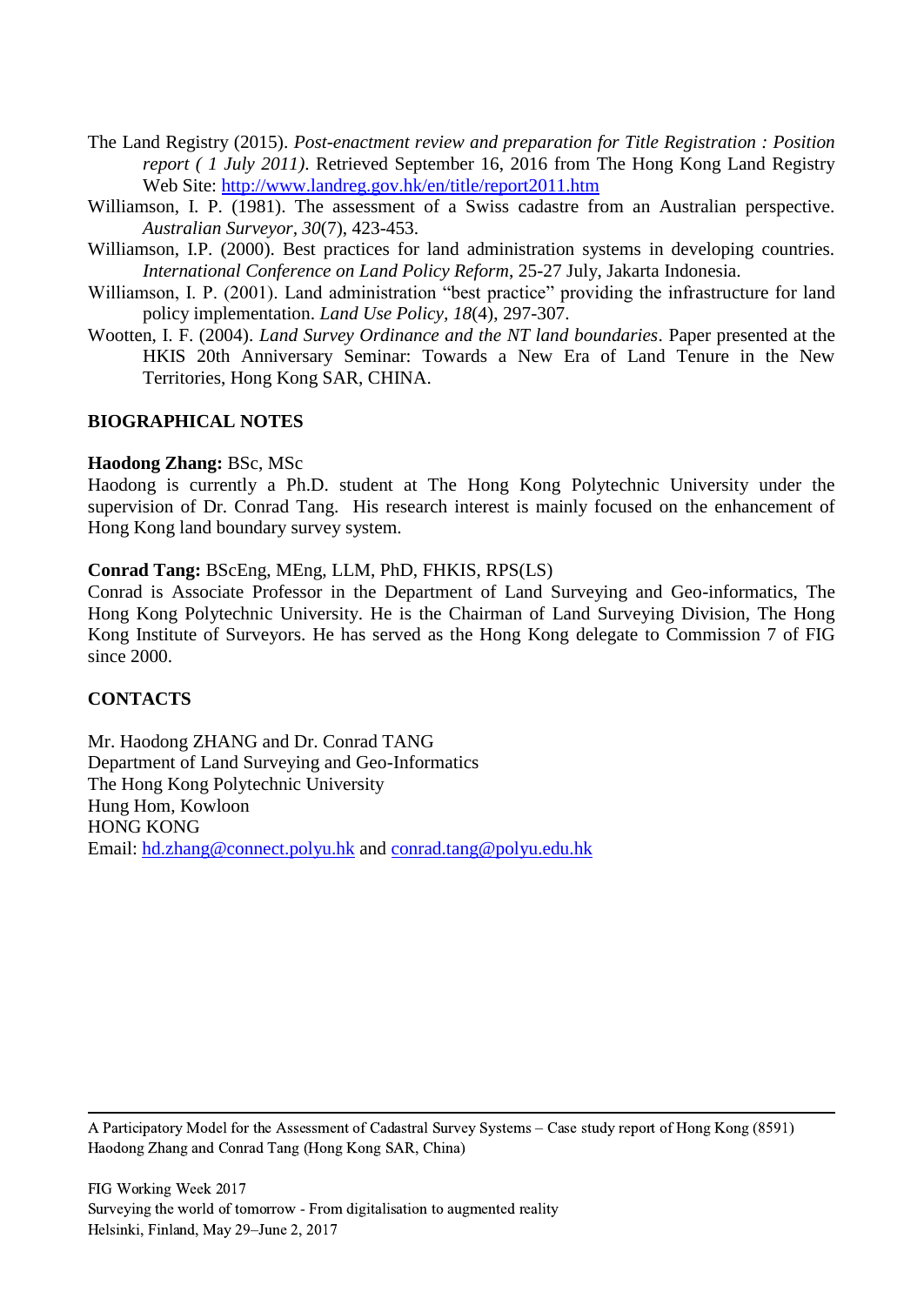The Land Registry (2015). *Post-enactment review and preparation for Title Registration : Position report ( 1 July 2011)*. Retrieved September 16, 2016 from The Hong Kong Land Registry Web Site: http://www.landreg.gov.hk/en/title/report2011.htm

Williamson, I. P. (1981). The assessment of a Swiss cadastre from an Australian perspective. *Australian Surveyor*, *30*(7), 423-453.

Williamson, I.P. (2000). Best practices for land administration systems in developing countries. *International Conference on Land Policy Reform*, 25-27 July, Jakarta Indonesia.

Williamson, I. P. (2001). Land administration "best practice" providing the infrastructure for land policy implementation. *Land Use Policy, 18*(4), 297-307.

Wootten, I. F. (2004). *Land Survey Ordinance and the NT land boundaries*. Paper presented at the HKIS 20th Anniversary Seminar: Towards a New Era of Land Tenure in the New Territories, Hong Kong SAR, CHINA.

## BIOGRAPHICAL NOTES

**Haodong Zhang:** BSc, MSc
Haodong is currently a Ph.D. student at The Hong Kong Polytechnic University under the supervision of Dr. Conrad Tang. His research interest is mainly focused on the enhancement of Hong Kong land boundary survey system.

**Conrad Tang:** BScEng, MEng, LLM, PhD, FHKIS, RPS(LS)
Conrad is Associate Professor in the Department of Land Surveying and Geo-informatics, The Hong Kong Polytechnic University. He is the Chairman of Land Surveying Division, The Hong Kong Institute of Surveyors. He has served as the Hong Kong delegate to Commission 7 of FIG since 2000.

## CONTACTS

Mr. Haodong ZHANG and Dr. Conrad TANG
Department of Land Surveying and Geo-Informatics
The Hong Kong Polytechnic University
Hung Hom, Kowloon
HONG KONG
Email: hd.zhang@connect.polyu.hk and conrad.tang@polyu.edu.hk